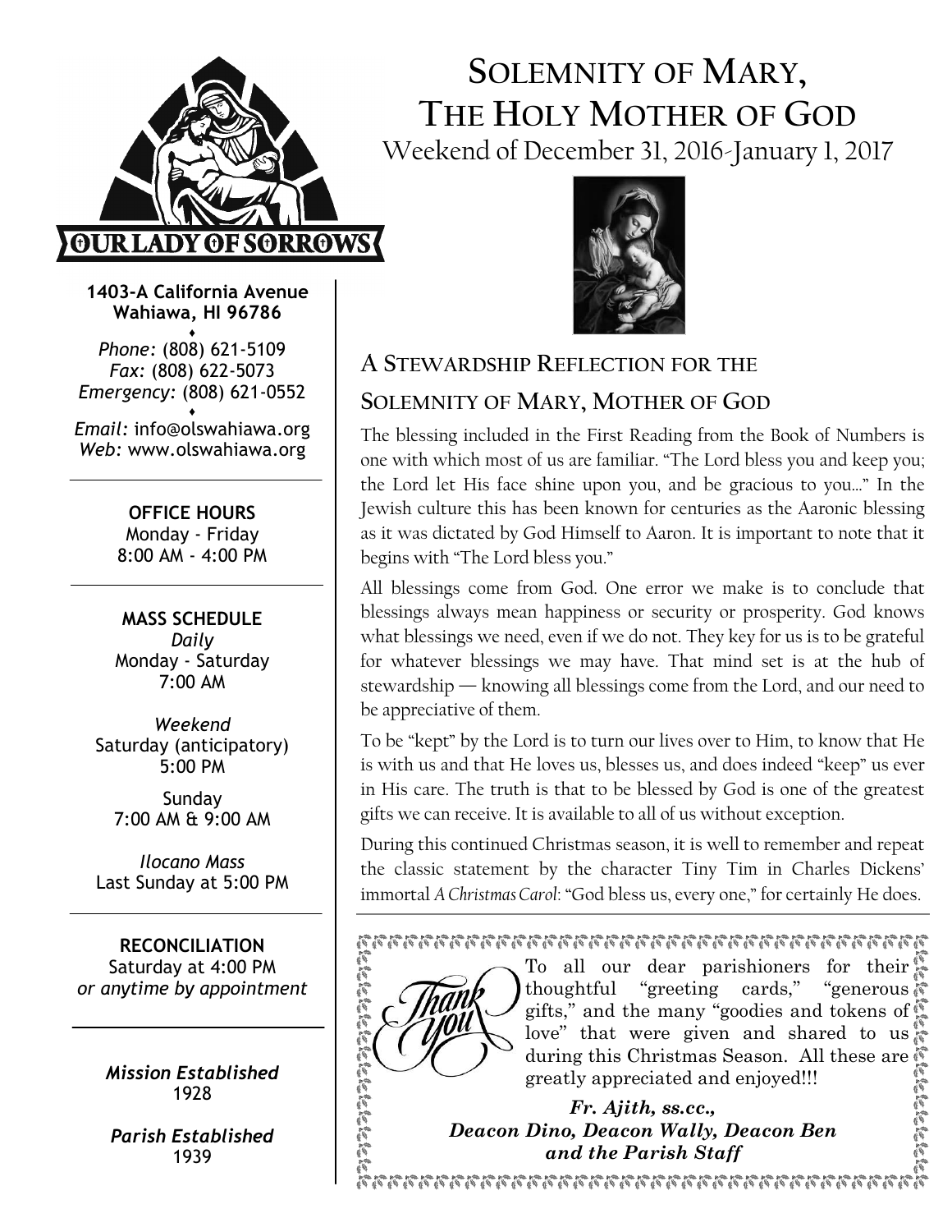# SOLEMNITY OF MARY, THE HOLY MOTHER OF GOD

Weekend of December 31, 2016-January 1, 2017

OUR LADY OF SORROWS

**1403-A California Avenue**
**Wahiawa, HI 96786**

*Phone:* (808) 621-5109
*Fax:* (808) 622-5073
*Emergency:* (808) 621-0552

*Email:* info@olswahiawa.org
*Web:* www.olswahiawa.org

**OFFICE HOURS**
Monday - Friday
8:00 AM - 4:00 PM

**MASS SCHEDULE**
*Daily*
Monday - Saturday
7:00 AM

*Weekend*
Saturday (anticipatory)
5:00 PM

Sunday
7:00 AM & 9:00 AM

*Ilocano Mass*
Last Sunday at 5:00 PM

**RECONCILIATION**
Saturday at 4:00 PM
*or anytime by appointment*

***Mission Established***
1928

***Parish Established***
1939

## A STEWARDSHIP REFLECTION FOR THE SOLEMNITY OF MARY, MOTHER OF GOD

The blessing included in the First Reading from the Book of Numbers is one with which most of us are familiar. "The Lord bless you and keep you; the Lord let His face shine upon you, and be gracious to you…" In the Jewish culture this has been known for centuries as the Aaronic blessing as it was dictated by God Himself to Aaron. It is important to note that it begins with "The Lord bless you."

All blessings come from God. One error we make is to conclude that blessings always mean happiness or security or prosperity. God knows what blessings we need, even if we do not. They key for us is to be grateful for whatever blessings we may have. That mind set is at the hub of stewardship — knowing all blessings come from the Lord, and our need to be appreciative of them.

To be "kept" by the Lord is to turn our lives over to Him, to know that He is with us and that He loves us, blesses us, and does indeed "keep" us ever in His care. The truth is that to be blessed by God is one of the greatest gifts we can receive. It is available to all of us without exception.

During this continued Christmas season, it is well to remember and repeat the classic statement by the character Tiny Tim in Charles Dickens' immortal *A Christmas Carol*: "God bless us, every one," for certainly He does.

*Thank you*

To all our dear parishioners for their thoughtful "greeting cards," "generous gifts," and the many "goodies and tokens of love" that were given and shared to us during this Christmas Season. All these are greatly appreciated and enjoyed!!!

***Fr. Ajith, ss.cc.,***
***Deacon Dino, Deacon Wally, Deacon Ben***
***and the Parish Staff***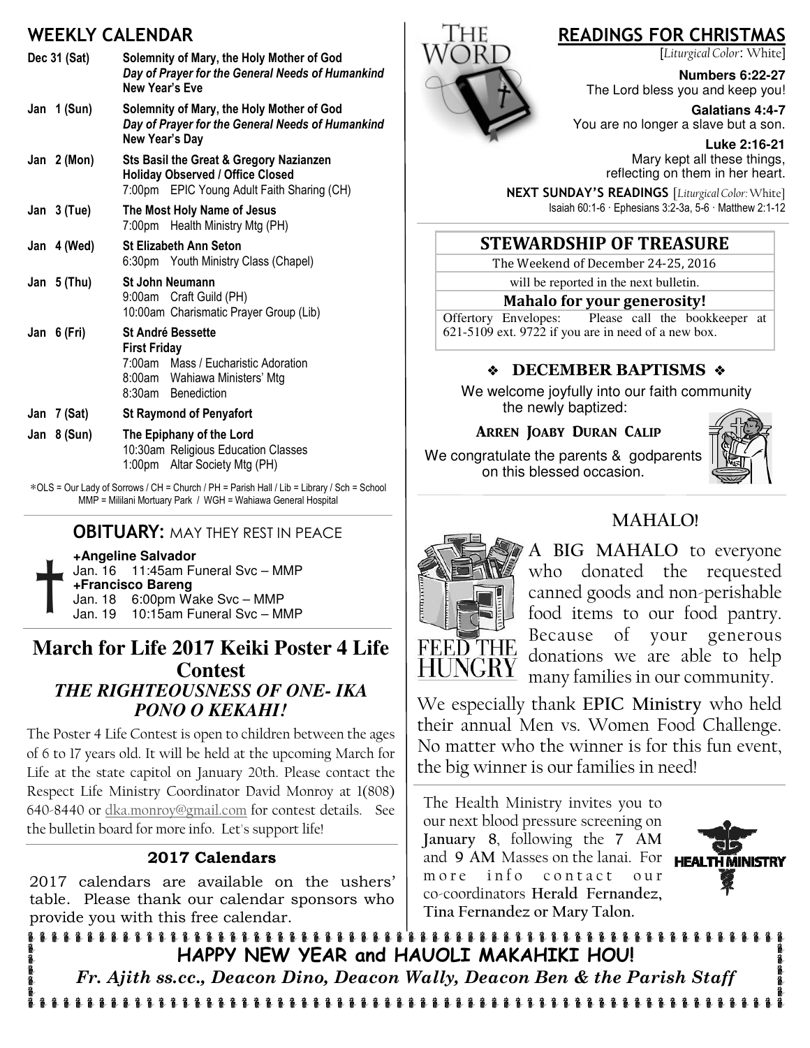## WEEKLY CALENDAR

**Dec 31 (Sat)** — **Solemnity of Mary, the Holy Mother of God**
***Day of Prayer for the General Needs of Humankind***
**New Year's Eve**

**Jan 1 (Sun)** — **Solemnity of Mary, the Holy Mother of God**
***Day of Prayer for the General Needs of Humankind***
**New Year's Day**

**Jan 2 (Mon)** — **Sts Basil the Great & Gregory Nazianzen**
**Holiday Observed / Office Closed**
7:00pm EPIC Young Adult Faith Sharing (CH)

**Jan 3 (Tue)** — **The Most Holy Name of Jesus**
7:00pm Health Ministry Mtg (PH)

**Jan 4 (Wed)** — **St Elizabeth Ann Seton**
6:30pm Youth Ministry Class (Chapel)

**Jan 5 (Thu)** — **St John Neumann**
9:00am Craft Guild (PH)
10:00am Charismatic Prayer Group (Lib)

**Jan 6 (Fri)** — **St André Bessette**
**First Friday**
7:00am Mass / Eucharistic Adoration
8:00am Wahiawa Ministers' Mtg
8:30am Benediction

**Jan 7 (Sat)** — **St Raymond of Penyafort**

**Jan 8 (Sun)** — **The Epiphany of the Lord**
10:30am Religious Education Classes
1:00pm Altar Society Mtg (PH)

*OLS = Our Lady of Sorrows / CH = Church / PH = Parish Hall / Lib = Library / Sch = School
MMP = Mililani Mortuary Park / WGH = Wahiawa General Hospital

## OBITUARY: MAY THEY REST IN PEACE

**+Angeline Salvador**
Jan. 16 11:45am Funeral Svc – MMP

**+Francisco Bareng**
Jan. 18 6:00pm Wake Svc – MMP
Jan. 19 10:15am Funeral Svc – MMP

## March for Life 2017 Keiki Poster 4 Life Contest
### *THE RIGHTEOUSNESS OF ONE- IKA PONO O KEKAHI!*

The Poster 4 Life Contest is open to children between the ages of 6 to 17 years old. It will be held at the upcoming March for Life at the state capitol on January 20th. Please contact the Respect Life Ministry Coordinator David Monroy at 1(808) 640-8440 or dka.monroy@gmail.com for contest details. See the bulletin board for more info. Let's support life!

### 2017 Calendars

2017 calendars are available on the ushers' table. Please thank our calendar sponsors who provide you with this free calendar.

## READINGS FOR CHRISTMAS
[*Liturgical Color*: White]

**Numbers 6:22-27**
The Lord bless you and keep you!

**Galatians 4:4-7**
You are no longer a slave but a son.

**Luke 2:16-21**
Mary kept all these things, reflecting on them in her heart.

**NEXT SUNDAY'S READINGS** [*Liturgical Color*: White]
Isaiah 60:1-6 · Ephesians 3:2-3a, 5-6 · Matthew 2:1-12

## STEWARDSHIP OF TREASURE

The Weekend of December 24-25, 2016

will be reported in the next bulletin.

**Mahalo for your generosity!**

Offertory Envelopes: Please call the bookkeeper at 621-5109 ext. 9722 if you are in need of a new box.

## ❖ DECEMBER BAPTISMS ❖

We welcome joyfully into our faith community the newly baptized:

**ARREN JOABY DURAN CALIP**

We congratulate the parents & godparents on this blessed occasion.

## MAHALO!

**A BIG MAHALO** to everyone who donated the requested canned goods and non-perishable food items to our food pantry. Because of your generous donations we are able to help many families in our community.

We especially thank **EPIC Ministry** who held their annual Men vs. Women Food Challenge. No matter who the winner is for this fun event, the big winner is our families in need!

The Health Ministry invites you to our next blood pressure screening on **January 8**, following the **7 AM** and **9 AM** Masses on the lanai. For more info contact our co-coordinators **Herald Fernandez, Tina Fernandez or Mary Talon**.

**HAPPY NEW YEAR and HAUOLI MAKAHIKI HOU!**
***Fr. Ajith ss.cc., Deacon Dino, Deacon Wally, Deacon Ben & the Parish Staff***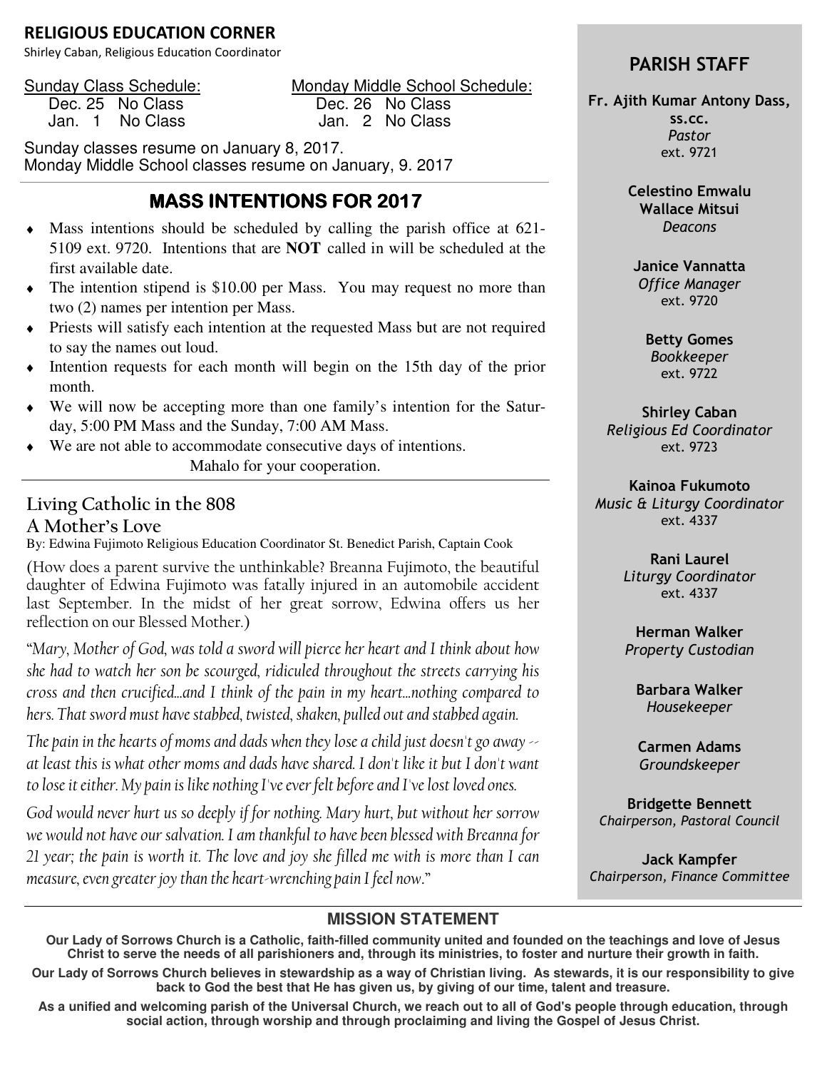## RELIGIOUS EDUCATION CORNER

Shirley Caban, Religious Education Coordinator

Sunday Class Schedule:
Dec. 25 No Class
Jan. 1 No Class

Monday Middle School Schedule:
Dec. 26 No Class
Jan. 2 No Class

Sunday classes resume on January 8, 2017.
Monday Middle School classes resume on January, 9. 2017

## MASS INTENTIONS FOR 2017

- Mass intentions should be scheduled by calling the parish office at 621-5109 ext. 9720. Intentions that are **NOT** called in will be scheduled at the first available date.
- The intention stipend is $10.00 per Mass. You may request no more than two (2) names per intention per Mass.
- Priests will satisfy each intention at the requested Mass but are not required to say the names out loud.
- Intention requests for each month will begin on the 15th day of the prior month.
- We will now be accepting more than one family's intention for the Saturday, 5:00 PM Mass and the Sunday, 7:00 AM Mass.
- We are not able to accommodate consecutive days of intentions.

Mahalo for your cooperation.

## Living Catholic in the 808

### A Mother's Love

By: Edwina Fujimoto Religious Education Coordinator St. Benedict Parish, Captain Cook

(How does a parent survive the unthinkable? Breanna Fujimoto, the beautiful daughter of Edwina Fujimoto was fatally injured in an automobile accident last September. In the midst of her great sorrow, Edwina offers us her reflection on our Blessed Mother.)

"*Mary, Mother of God, was told a sword will pierce her heart and I think about how she had to watch her son be scourged, ridiculed throughout the streets carrying his cross and then crucified...and I think of the pain in my heart...nothing compared to hers. That sword must have stabbed, twisted, shaken, pulled out and stabbed again.*

*The pain in the hearts of moms and dads when they lose a child just doesn't go away -- at least this is what other moms and dads have shared. I don't like it but I don't want to lose it either. My pain is like nothing I've ever felt before and I've lost loved ones.*

*God would never hurt us so deeply if for nothing. Mary hurt, but without her sorrow we would not have our salvation. I am thankful to have been blessed with Breanna for 21 year; the pain is worth it. The love and joy she filled me with is more than I can measure, even greater joy than the heart-wrenching pain I feel now.*"

## PARISH STAFF

**Fr. Ajith Kumar Antony Dass, ss.cc.**
*Pastor*
ext. 9721

**Celestino Emwalu**
**Wallace Mitsui**
*Deacons*

**Janice Vannatta**
*Office Manager*
ext. 9720

**Betty Gomes**
*Bookkeeper*
ext. 9722

**Shirley Caban**
*Religious Ed Coordinator*
ext. 9723

**Kainoa Fukumoto**
*Music & Liturgy Coordinator*
ext. 4337

**Rani Laurel**
*Liturgy Coordinator*
ext. 4337

**Herman Walker**
*Property Custodian*

**Barbara Walker**
*Housekeeper*

**Carmen Adams**
*Groundskeeper*

**Bridgette Bennett**
*Chairperson, Pastoral Council*

**Jack Kampfer**
*Chairperson, Finance Committee*

## MISSION STATEMENT

**Our Lady of Sorrows Church is a Catholic, faith-filled community united and founded on the teachings and love of Jesus Christ to serve the needs of all parishioners and, through its ministries, to foster and nurture their growth in faith.**

**Our Lady of Sorrows Church believes in stewardship as a way of Christian living. As stewards, it is our responsibility to give back to God the best that He has given us, by giving of our time, talent and treasure.**

**As a unified and welcoming parish of the Universal Church, we reach out to all of God's people through education, through social action, through worship and through proclaiming and living the Gospel of Jesus Christ.**